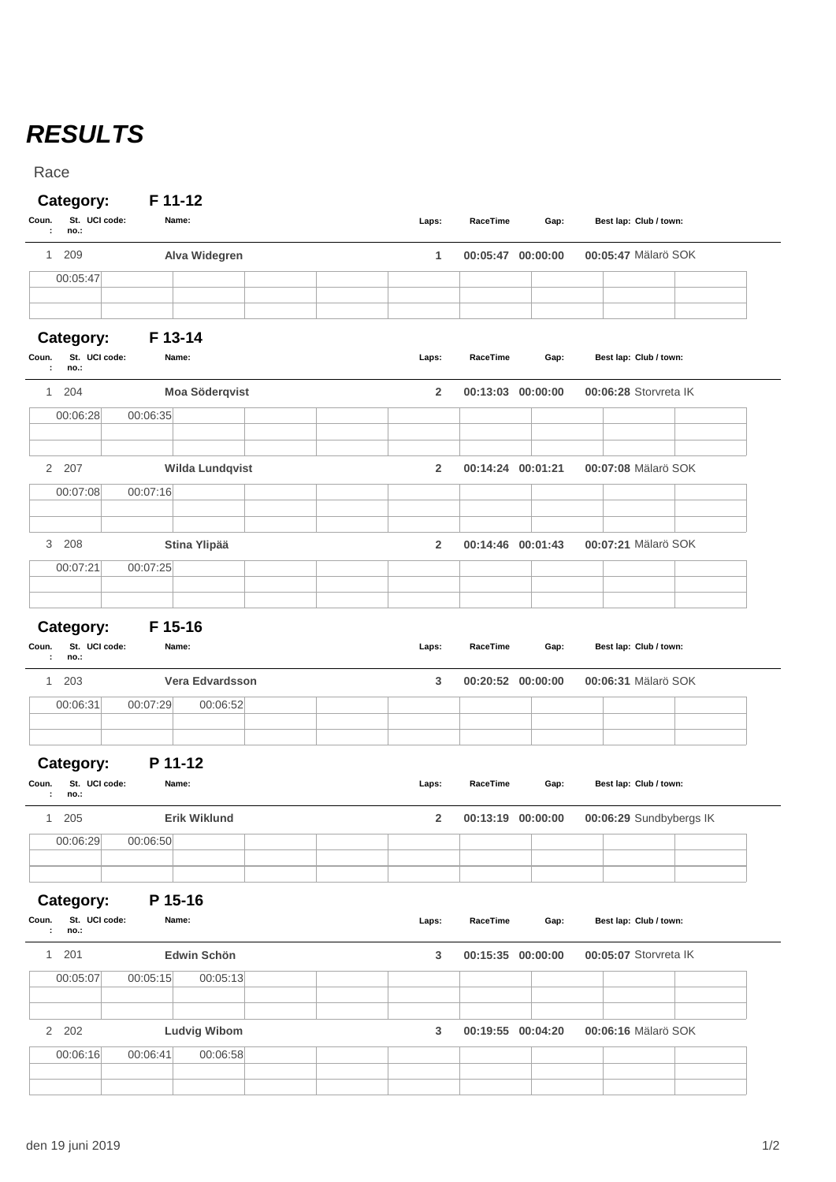# ***RESULTS***

Race

## Category: F 11-12

| Coun.: | St. no.: | UCI code: | Name: | Laps: | RaceTime | Gap: | Best lap: | Club / town: |
|---|---|---|---|---|---|---|---|---|
| 1 | 209 | | **Alva Widegren** | 1 | 00:05:47 | 00:00:00 | 00:05:47 | Mälarö SOK |

| Lap 1 | Lap 2 | Lap 3 |
|---|---|---|
| 00:05:47 | | |

## Category: F 13-14

| Coun.: | St. no.: | UCI code: | Name: | Laps: | RaceTime | Gap: | Best lap: | Club / town: |
|---|---|---|---|---|---|---|---|---|
| 1 | 204 | | **Moa Söderqvist** | 2 | 00:13:03 | 00:00:00 | 00:06:28 | Storvreta IK |
| 2 | 207 | | **Wilda Lundqvist** | 2 | 00:14:24 | 00:01:21 | 00:07:08 | Mälarö SOK |
| 3 | 208 | | **Stina Ylipää** | 2 | 00:14:46 | 00:01:43 | 00:07:21 | Mälarö SOK |

| Name | Lap 1 | Lap 2 | Lap 3 |
|---|---|---|---|
| Moa Söderqvist | 00:06:28 | 00:06:35 | |
| Wilda Lundqvist | 00:07:08 | 00:07:16 | |
| Stina Ylipää | 00:07:21 | 00:07:25 | |

## Category: F 15-16

| Coun.: | St. no.: | UCI code: | Name: | Laps: | RaceTime | Gap: | Best lap: | Club / town: |
|---|---|---|---|---|---|---|---|---|
| 1 | 203 | | **Vera Edvardsson** | 3 | 00:20:52 | 00:00:00 | 00:06:31 | Mälarö SOK |

| Lap 1 | Lap 2 | Lap 3 |
|---|---|---|
| 00:06:31 | 00:07:29 | 00:06:52 |

## Category: P 11-12

| Coun.: | St. no.: | UCI code: | Name: | Laps: | RaceTime | Gap: | Best lap: | Club / town: |
|---|---|---|---|---|---|---|---|---|
| 1 | 205 | | **Erik Wiklund** | 2 | 00:13:19 | 00:00:00 | 00:06:29 | Sundbybergs IK |

| Lap 1 | Lap 2 | Lap 3 |
|---|---|---|
| 00:06:29 | 00:06:50 | |

## Category: P 15-16

| Coun.: | St. no.: | UCI code: | Name: | Laps: | RaceTime | Gap: | Best lap: | Club / town: |
|---|---|---|---|---|---|---|---|---|
| 1 | 201 | | **Edwin Schön** | 3 | 00:15:35 | 00:00:00 | 00:05:07 | Storvreta IK |
| 2 | 202 | | **Ludvig Wibom** | 3 | 00:19:55 | 00:04:20 | 00:06:16 | Mälarö SOK |

| Name | Lap 1 | Lap 2 | Lap 3 |
|---|---|---|---|
| Edwin Schön | 00:05:07 | 00:05:15 | 00:05:13 |
| Ludvig Wibom | 00:06:16 | 00:06:41 | 00:06:58 |

den 19 juni 2019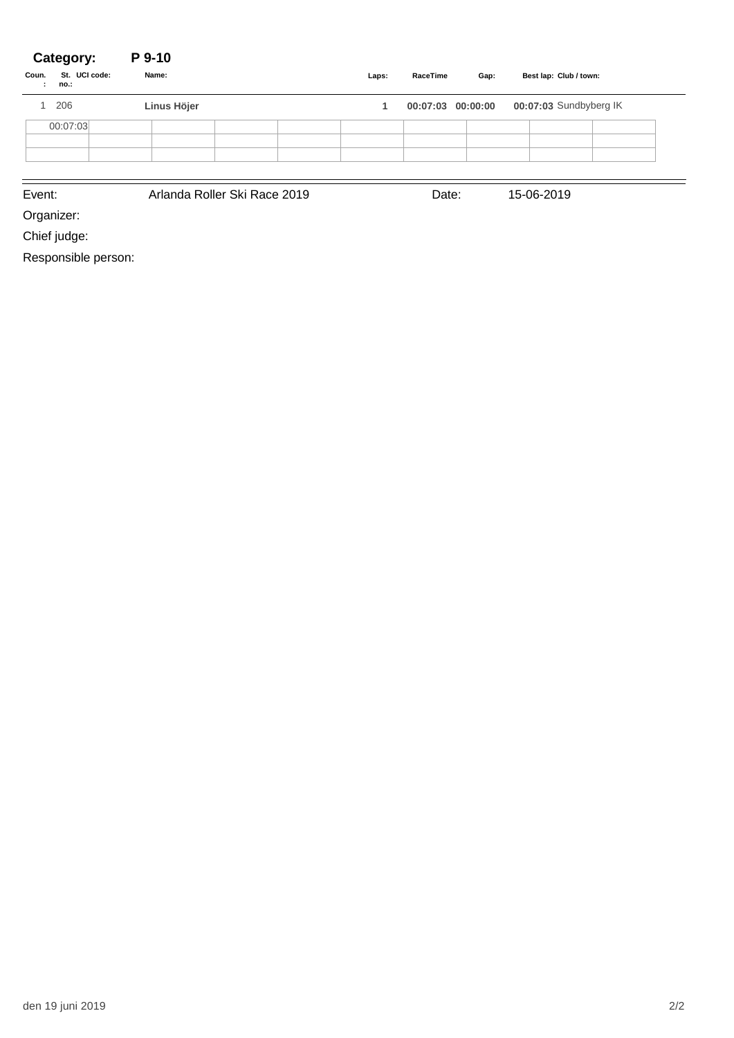**Category: P 9-10**

| Coun.: | St. no.: | UCI code: | Name: | Laps: | RaceTime | Gap: | Best lap: | Club / town: |
|---|---|---|---|---|---|---|---|---|
| 1 | 206 | | **Linus Höjer** | **1** | **00:07:03** | **00:00:00** | **00:07:03** | Sundbyberg IK |

| | | | | | | | | | |
|---|---|---|---|---|---|---|---|---|---|
| 00:07:03 | | | | | | | | | |
| | | | | | | | | | |
| | | | | | | | | | |

Event: Arlanda Roller Ski Race 2019 Date: 15-06-2019

Organizer:

Chief judge:

Responsible person:

den 19 juni 2019